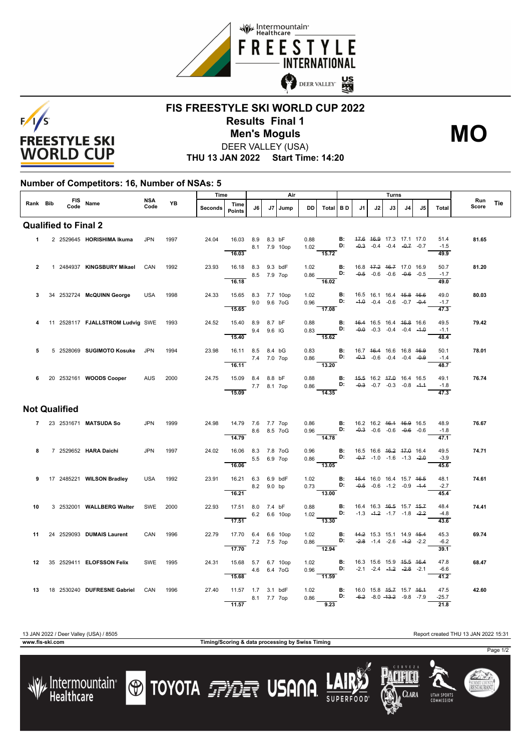# FIS FREESTYLE SKI WORLD CUP 2022

## Results Final 1

## Men's Moguls

**MO**

DEER VALLEY (USA)

**THU 13 JAN 2022 Start Time: 14:20**

### Number of Competitors: 16, Number of NSAs: 5

| Rank | Bib | FIS Code | Name | NSA Code | YB | Time Seconds | Time Points | J6 | J7 | Jump | DD | Air Total | BD | J1 | J2 | J3 | J4 | J5 | Turns Total | Run Score | Tie |
|---|---|---|---|---|---|---|---|---|---|---|---|---|---|---|---|---|---|---|---|---|---|
| **Qualified to Final 2** | | | | | | | | | | | | | | | | | | | | | |
| 1 | 2 | 2529645 | **HORISHIMA Ikuma** | JPN | 1997 | 24.04 | 16.03 | 8.9 | 8.3 | bF | 0.88 | | B: | ~~17.6~~ | ~~16.9~~ | 17.3 | 17.1 | 17.0 | 51.4 | 81.65 | |
| | | | | | | | | 8.1 | 7.9 | 10op | 1.02 | | D: | ~~-0.3~~ | -0.4 | -0.4 | ~~-0.7~~ | -0.7 | -1.5 | | |
| | | | | | | | 16.03 | | | | | 15.72 | | | | | | | 49.9 | | |
| 2 | 1 | 2484937 | **KINGSBURY Mikael** | CAN | 1992 | 23.93 | 16.18 | 8.3 | 9.3 | bdF | 1.02 | | B: | 16.8 | ~~17.2~~ | ~~16.7~~ | 17.0 | 16.9 | 50.7 | 81.20 | |
| | | | | | | | | 8.5 | 7.9 | 7op | 0.86 | | D: | ~~-0.5~~ | -0.6 | -0.6 | ~~-0.6~~ | -0.5 | -1.7 | | |
| | | | | | | | 16.18 | | | | | 16.02 | | | | | | | 49.0 | | |
| 3 | 34 | 2532724 | **McQUINN George** | USA | 1998 | 24.33 | 15.65 | 8.3 | 7.7 | 10op | 1.02 | | B: | 16.5 | 16.1 | 16.4 | ~~15.8~~ | ~~16.6~~ | 49.0 | 80.03 | |
| | | | | | | | | 9.0 | 9.6 | 7oG | 0.96 | | D: | ~~-1.0~~ | -0.4 | -0.6 | -0.7 | ~~-0.4~~ | -1.7 | | |
| | | | | | | | 15.65 | | | | | 17.08 | | | | | | | 47.3 | | |
| 4 | 11 | 2528117 | **FJALLSTROM Ludvig** | SWE | 1993 | 24.52 | 15.40 | 8.9 | 8.7 | bF | 0.88 | | B: | ~~16.4~~ | 16.5 | 16.4 | ~~16.8~~ | 16.6 | 49.5 | 79.42 | |
| | | | | | | | | 9.4 | 9.6 | IG | 0.83 | | D: | ~~-0.0~~ | -0.3 | -0.4 | -0.4 | ~~-1.0~~ | -1.1 | | |
| | | | | | | | 15.40 | | | | | 15.62 | | | | | | | 48.4 | | |
| 5 | 5 | 2528069 | **SUGIMOTO Kosuke** | JPN | 1994 | 23.98 | 16.11 | 8.5 | 8.4 | bG | 0.83 | | B: | 16.7 | ~~16.4~~ | 16.6 | 16.8 | ~~16.9~~ | 50.1 | 78.01 | |
| | | | | | | | | 7.4 | 7.0 | 7op | 0.86 | | D: | ~~-0.3~~ | -0.6 | -0.4 | -0.4 | ~~-0.9~~ | -1.4 | | |
| | | | | | | | 16.11 | | | | | 13.20 | | | | | | | 48.7 | | |
| 6 | 20 | 2532161 | **WOODS Cooper** | AUS | 2000 | 24.75 | 15.09 | 8.4 | 8.8 | bF | 0.88 | | B: | ~~15.5~~ | 16.2 | ~~17.0~~ | 16.4 | 16.5 | 49.1 | 76.74 | |
| | | | | | | | | 7.7 | 8.1 | 7op | 0.86 | | D: | ~~-0.3~~ | -0.7 | -0.3 | -0.8 | ~~-1.1~~ | -1.8 | | |
| | | | | | | | 15.09 | | | | | 14.35 | | | | | | | 47.3 | | |
| **Not Qualified** | | | | | | | | | | | | | | | | | | | | | |
| 7 | 23 | 2531671 | **MATSUDA So** | JPN | 1999 | 24.98 | 14.79 | 7.6 | 7.7 | 7op | 0.86 | | B: | 16.2 | 16.2 | ~~16.1~~ | ~~16.9~~ | 16.5 | 48.9 | 76.67 | |
| | | | | | | | | 8.6 | 8.5 | 7oG | 0.96 | | D: | ~~-0.3~~ | -0.6 | -0.6 | ~~-0.6~~ | -0.6 | -1.8 | | |
| | | | | | | | 14.79 | | | | | 14.78 | | | | | | | 47.1 | | |
| 8 | 7 | 2529652 | **HARA Daichi** | JPN | 1997 | 24.02 | 16.06 | 8.3 | 7.8 | 7oG | 0.96 | | B: | 16.5 | 16.6 | ~~16.2~~ | ~~17.0~~ | 16.4 | 49.5 | 74.71 | |
| | | | | | | | | 5.5 | 6.9 | 7op | 0.86 | | D: | ~~-0.7~~ | -1.0 | -1.6 | -1.3 | ~~-2.0~~ | -3.9 | | |
| | | | | | | | 16.06 | | | | | 13.05 | | | | | | | 45.6 | | |
| 9 | 17 | 2485221 | **WILSON Bradley** | USA | 1992 | 23.91 | 16.21 | 6.3 | 6.9 | bdF | 1.02 | | B: | ~~15.4~~ | 16.0 | 16.4 | 15.7 | ~~16.5~~ | 48.1 | 74.61 | |
| | | | | | | | | 8.2 | 9.0 | bp | 0.73 | | D: | ~~-0.5~~ | -0.6 | -1.2 | -0.9 | ~~-1.4~~ | -2.7 | | |
| | | | | | | | 16.21 | | | | | 13.00 | | | | | | | 45.4 | | |
| 10 | 3 | 2532001 | **WALLBERG Walter** | SWE | 2000 | 22.93 | 17.51 | 8.0 | 7.4 | bF | 0.88 | | B: | 16.4 | 16.3 | ~~16.5~~ | 15.7 | ~~15.7~~ | 48.4 | 74.41 | |
| | | | | | | | | 6.2 | 6.6 | 10op | 1.02 | | D: | -1.3 | ~~-1.2~~ | -1.7 | -1.8 | ~~-2.2~~ | -4.8 | | |
| | | | | | | | 17.51 | | | | | 13.30 | | | | | | | 43.6 | | |
| 11 | 24 | 2529093 | **DUMAIS Laurent** | CAN | 1996 | 22.79 | 17.70 | 6.4 | 6.6 | 10op | 1.02 | | B: | ~~14.2~~ | 15.3 | 15.1 | 14.9 | ~~15.4~~ | 45.3 | 69.74 | |
| | | | | | | | | 7.2 | 7.5 | 7op | 0.86 | | D: | ~~-2.8~~ | -1.4 | -2.6 | ~~-1.2~~ | -2.2 | -6.2 | | |
| | | | | | | | 17.70 | | | | | 12.94 | | | | | | | 39.1 | | |
| 12 | 35 | 2529411 | **ELOFSSON Felix** | SWE | 1995 | 24.31 | 15.68 | 5.7 | 6.7 | 10op | 1.02 | | B: | 16.3 | 15.6 | 15.9 | ~~15.5~~ | ~~16.4~~ | 47.8 | 68.47 | |
| | | | | | | | | 4.6 | 6.4 | 7oG | 0.96 | | D: | -2.1 | -2.4 | ~~-1.2~~ | ~~-2.8~~ | -2.1 | -6.6 | | |
| | | | | | | | 15.68 | | | | | 11.59 | | | | | | | 41.2 | | |
| 13 | 18 | 2530240 | **DUFRESNE Gabriel** | CAN | 1996 | 27.40 | 11.57 | 1.7 | 3.1 | bdF | 1.02 | | B: | 16.0 | 15.8 | ~~15.7~~ | 15.7 | ~~16.1~~ | 47.5 | 42.60 | |
| | | | | | | | | 8.1 | 7.7 | 7op | 0.86 | | D: | ~~-6.2~~ | -8.0 | ~~-13.2~~ | -9.8 | -7.9 | -25.7 | | |
| | | | | | | | 11.57 | | | | | 9.23 | | | | | | | 21.8 | | |

13 JAN 2022 / Deer Valley (USA) / 8505 — Report created THU 13 JAN 2022 15:31

www.fis-ski.com — Timing/Scoring & data processing by Swiss Timing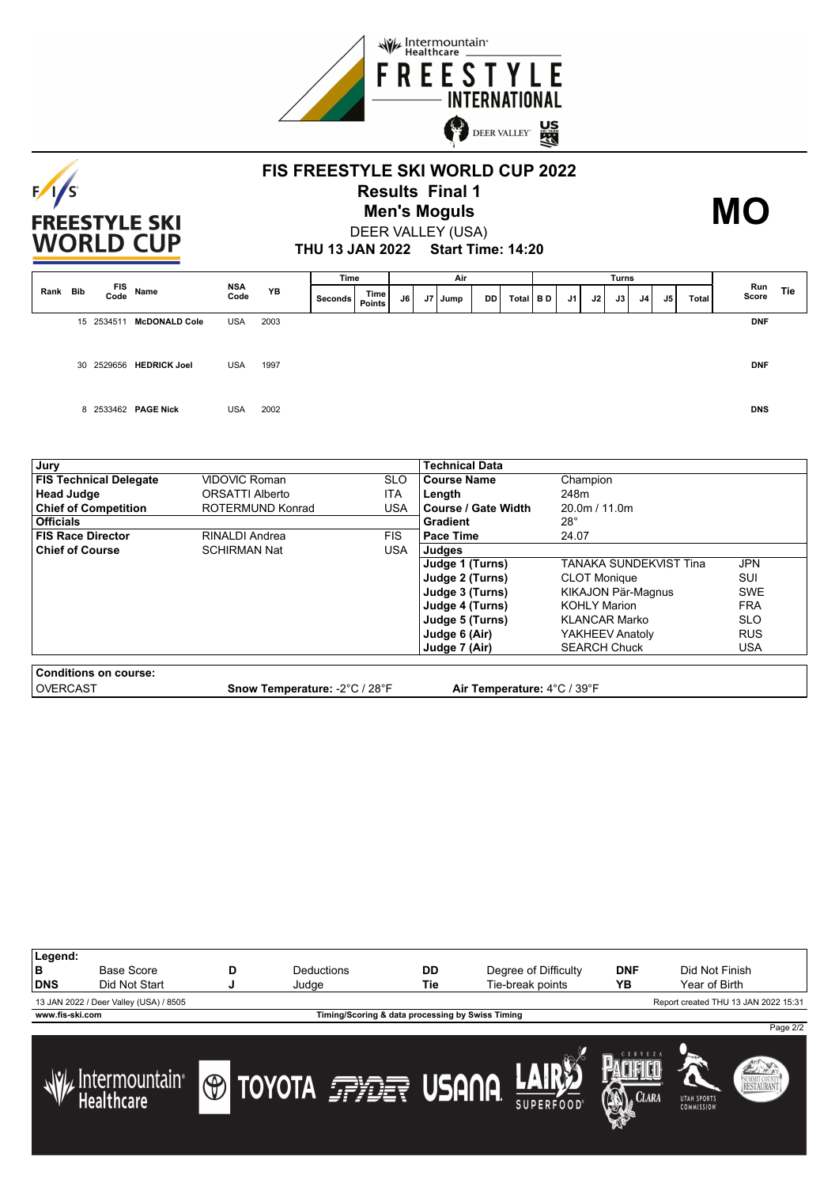# FIS FREESTYLE SKI WORLD CUP 2022

## Results Final 1

## Men's Moguls

**MO**

DEER VALLEY (USA)

**THU 13 JAN 2022 Start Time: 14:20**

| Rank | Bib | FIS Code | Name | NSA Code | YB | Time Seconds | Time Points | Air J6 | Air J7 | Air Jump | Air DD | Air Total | Turns B D | Turns J1 | Turns J2 | Turns J3 | Turns J4 | Turns J5 | Turns Total | Run Score | Tie |
|---|---|---|---|---|---|---|---|---|---|---|---|---|---|---|---|---|---|---|---|---|---|
| | 15 | 2534511 | **McDONALD Cole** | USA | 2003 | | | | | | | | | | | | | | | DNF | |
| | 30 | 2529656 | **HEDRICK Joel** | USA | 1997 | | | | | | | | | | | | | | | DNF | |
| | 8 | 2533462 | **PAGE Nick** | USA | 2002 | | | | | | | | | | | | | | | DNS | |

| Jury | | |
|---|---|---|
| **FIS Technical Delegate** | VIDOVIC Roman | SLO |
| **Head Judge** | ORSATTI Alberto | ITA |
| **Chief of Competition** | ROTERMUND Konrad | USA |
| **Officials** | | |
| **FIS Race Director** | RINALDI Andrea | FIS |
| **Chief of Course** | SCHIRMAN Nat | USA |

| Technical Data | | |
|---|---|---|
| **Course Name** | Champion | |
| **Length** | 248m | |
| **Course / Gate Width** | 20.0m / 11.0m | |
| **Gradient** | 28° | |
| **Pace Time** | 24.07 | |
| **Judges** | | |
| **Judge 1 (Turns)** | TANAKA SUNDEKVIST Tina | JPN |
| **Judge 2 (Turns)** | CLOT Monique | SUI |
| **Judge 3 (Turns)** | KIKAJON Pär-Magnus | SWE |
| **Judge 4 (Turns)** | KOHLY Marion | FRA |
| **Judge 5 (Turns)** | KLANCAR Marko | SLO |
| **Judge 6 (Air)** | YAKHEEV Anatoly | RUS |
| **Judge 7 (Air)** | SEARCH Chuck | USA |

**Conditions on course:**
OVERCAST **Snow Temperature:** -2°C / 28°F **Air Temperature:** 4°C / 39°F

| Legend: | | | | | | | |
|---|---|---|---|---|---|---|---|
| **B** | Base Score | **D** | Deductions | **DD** | Degree of Difficulty | **DNF** | Did Not Finish |
| **DNS** | Did Not Start | **J** | Judge | **Tie** | Tie-break points | **YB** | Year of Birth |

13 JAN 2022 / Deer Valley (USA) / 8505 Report created THU 13 JAN 2022 15:31

www.fis-ski.com Timing/Scoring & data processing by Swiss Timing